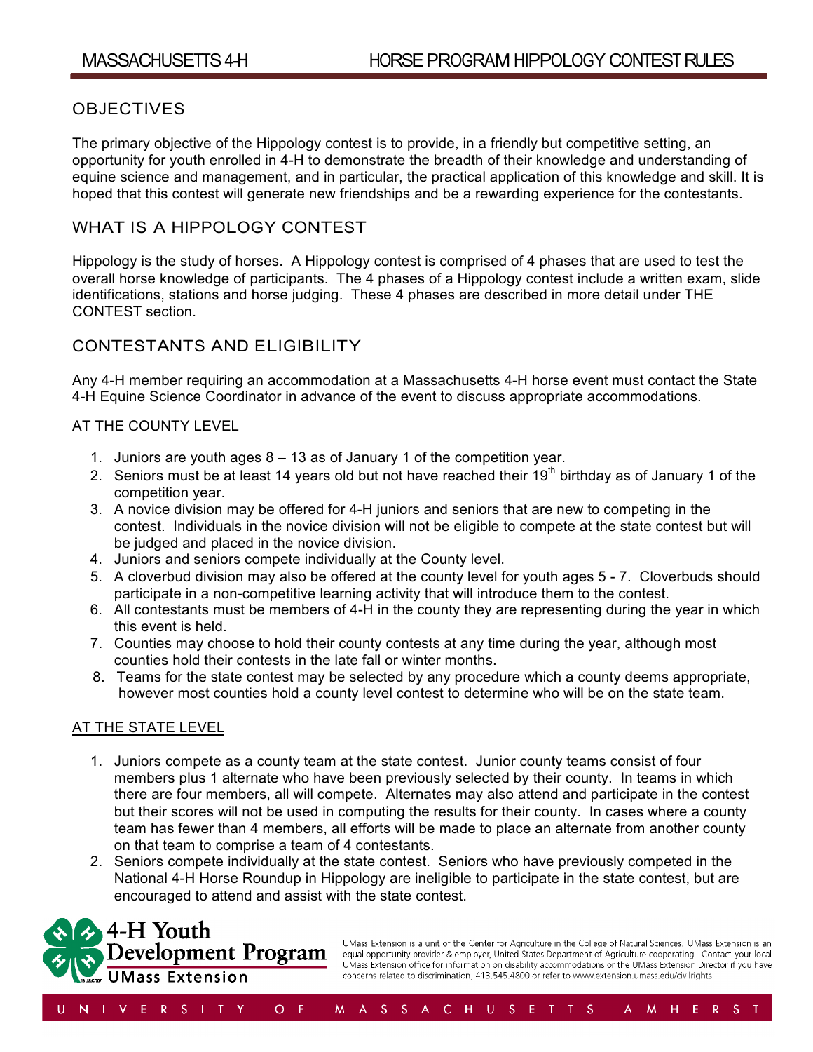# MASSACHUSETTS 4-H HORSE PROGRAM HIPPOLOGY CONTEST RULES

## OBJECTIVES

The primary objective of the Hippology contest is to provide, in a friendly but competitive setting, an opportunity for youth enrolled in 4-H to demonstrate the breadth of their knowledge and understanding of equine science and management, and in particular, the practical application of this knowledge and skill. It is hoped that this contest will generate new friendships and be a rewarding experience for the contestants.

## WHAT IS A HIPPOLOGY CONTEST

Hippology is the study of horses. A Hippology contest is comprised of 4 phases that are used to test the overall horse knowledge of participants. The 4 phases of a Hippology contest include a written exam, slide identifications, stations and horse judging. These 4 phases are described in more detail under THE CONTEST section.

## CONTESTANTS AND ELIGIBILITY

Any 4-H member requiring an accommodation at a Massachusetts 4-H horse event must contact the State 4-H Equine Science Coordinator in advance of the event to discuss appropriate accommodations.

### AT THE COUNTY LEVEL

1. Juniors are youth ages 8 – 13 as of January 1 of the competition year.
2. Seniors must be at least 14 years old but not have reached their 19th birthday as of January 1 of the competition year.
3. A novice division may be offered for 4-H juniors and seniors that are new to competing in the contest. Individuals in the novice division will not be eligible to compete at the state contest but will be judged and placed in the novice division.
4. Juniors and seniors compete individually at the County level.
5. A cloverbud division may also be offered at the county level for youth ages 5 - 7. Cloverbuds should participate in a non-competitive learning activity that will introduce them to the contest.
6. All contestants must be members of 4-H in the county they are representing during the year in which this event is held.
7. Counties may choose to hold their county contests at any time during the year, although most counties hold their contests in the late fall or winter months.
8. Teams for the state contest may be selected by any procedure which a county deems appropriate, however most counties hold a county level contest to determine who will be on the state team.

### AT THE STATE LEVEL

1. Juniors compete as a county team at the state contest. Junior county teams consist of four members plus 1 alternate who have been previously selected by their county. In teams in which there are four members, all will compete. Alternates may also attend and participate in the contest but their scores will not be used in computing the results for their county. In cases where a county team has fewer than 4 members, all efforts will be made to place an alternate from another county on that team to comprise a team of 4 contestants.
2. Seniors compete individually at the state contest. Seniors who have previously competed in the National 4-H Horse Roundup in Hippology are ineligible to participate in the state contest, but are encouraged to attend and assist with the state contest.

4-H Youth Development Program
UMass Extension

UMass Extension is a unit of the Center for Agriculture in the College of Natural Sciences. UMass Extension is an equal opportunity provider & employer, United States Department of Agriculture cooperating. Contact your local UMass Extension office for information on disability accommodations or the UMass Extension Director if you have concerns related to discrimination, 413.545.4800 or refer to www.extension.umass.edu/civilrights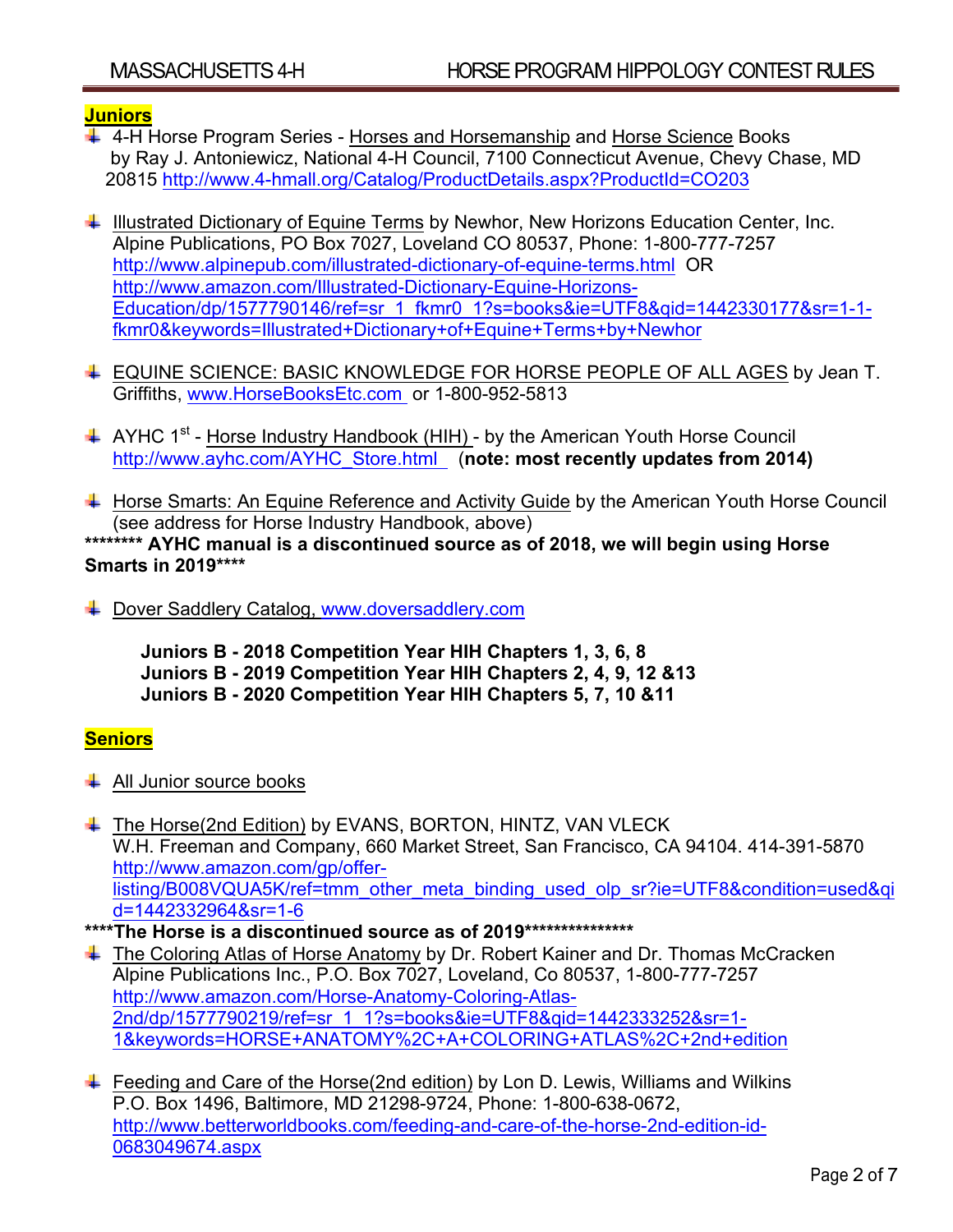## Juniors

- 4-H Horse Program Series - Horses and Horsemanship and Horse Science Books by Ray J. Antoniewicz, National 4-H Council, 7100 Connecticut Avenue, Chevy Chase, MD 20815 http://www.4-hmall.org/Catalog/ProductDetails.aspx?ProductId=CO203

- Illustrated Dictionary of Equine Terms by Newhor, New Horizons Education Center, Inc. Alpine Publications, PO Box 7027, Loveland CO 80537, Phone: 1-800-777-7257 http://www.alpinepub.com/illustrated-dictionary-of-equine-terms.html OR http://www.amazon.com/Illustrated-Dictionary-Equine-Horizons-Education/dp/1577790146/ref=sr_1_fkmr0_1?s=books&ie=UTF8&qid=1442330177&sr=1-1-fkmr0&keywords=Illustrated+Dictionary+of+Equine+Terms+by+Newhor

- EQUINE SCIENCE: BASIC KNOWLEDGE FOR HORSE PEOPLE OF ALL AGES by Jean T. Griffiths, www.HorseBooksEtc.com or 1-800-952-5813

- AYHC 1st - Horse Industry Handbook (HIH) - by the American Youth Horse Council http://www.ayhc.com/AYHC_Store.html (**note: most recently updates from 2014)**

- Horse Smarts: An Equine Reference and Activity Guide by the American Youth Horse Council (see address for Horse Industry Handbook, above)

**\*\*\*\*\*\*\*\* AYHC manual is a discontinued source as of 2018, we will begin using Horse Smarts in 2019\*\*\*\***

- Dover Saddlery Catalog, www.doversaddlery.com

**Juniors B - 2018 Competition Year HIH Chapters 1, 3, 6, 8**
**Juniors B - 2019 Competition Year HIH Chapters 2, 4, 9, 12 &13**
**Juniors B - 2020 Competition Year HIH Chapters 5, 7, 10 &11**

## Seniors

- All Junior source books

- The Horse(2nd Edition) by EVANS, BORTON, HINTZ, VAN VLECK W.H. Freeman and Company, 660 Market Street, San Francisco, CA 94104. 414-391-5870 http://www.amazon.com/gp/offer-listing/B008VQUA5K/ref=tmm_other_meta_binding_used_olp_sr?ie=UTF8&condition=used&qid=1442332964&sr=1-6

**\*\*\*\*The Horse is a discontinued source as of 2019\*\*\*\*\*\*\*\*\*\*\*\*\*\*\***

- The Coloring Atlas of Horse Anatomy by Dr. Robert Kainer and Dr. Thomas McCracken Alpine Publications Inc., P.O. Box 7027, Loveland, Co 80537, 1-800-777-7257 http://www.amazon.com/Horse-Anatomy-Coloring-Atlas-2nd/dp/1577790219/ref=sr_1_1?s=books&ie=UTF8&qid=1442333252&sr=1-1&keywords=HORSE+ANATOMY%2C+A+COLORING+ATLAS%2C+2nd+edition

- Feeding and Care of the Horse(2nd edition) by Lon D. Lewis, Williams and Wilkins P.O. Box 1496, Baltimore, MD 21298-9724, Phone: 1-800-638-0672, http://www.betterworldbooks.com/feeding-and-care-of-the-horse-2nd-edition-id-0683049674.aspx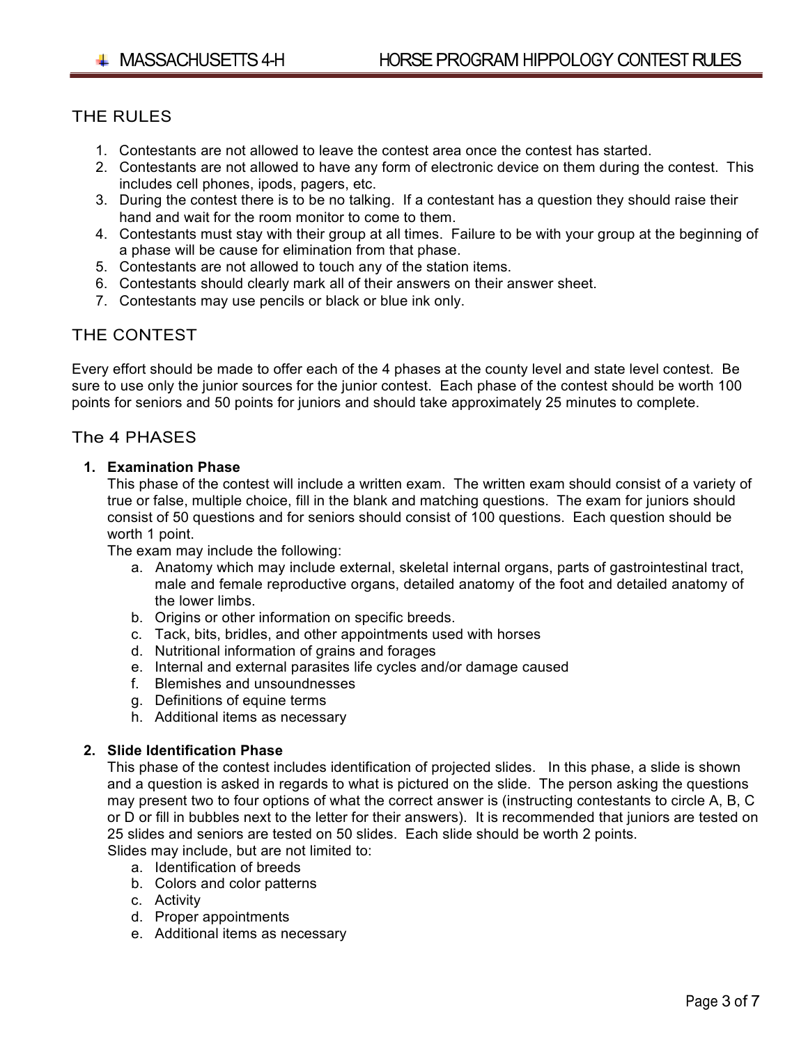## THE RULES

1. Contestants are not allowed to leave the contest area once the contest has started.
2. Contestants are not allowed to have any form of electronic device on them during the contest. This includes cell phones, ipods, pagers, etc.
3. During the contest there is to be no talking. If a contestant has a question they should raise their hand and wait for the room monitor to come to them.
4. Contestants must stay with their group at all times. Failure to be with your group at the beginning of a phase will be cause for elimination from that phase.
5. Contestants are not allowed to touch any of the station items.
6. Contestants should clearly mark all of their answers on their answer sheet.
7. Contestants may use pencils or black or blue ink only.

## THE CONTEST

Every effort should be made to offer each of the 4 phases at the county level and state level contest. Be sure to use only the junior sources for the junior contest. Each phase of the contest should be worth 100 points for seniors and 50 points for juniors and should take approximately 25 minutes to complete.

## The 4 PHASES

1. **Examination Phase**
   This phase of the contest will include a written exam. The written exam should consist of a variety of true or false, multiple choice, fill in the blank and matching questions. The exam for juniors should consist of 50 questions and for seniors should consist of 100 questions. Each question should be worth 1 point.
   The exam may include the following:
   a. Anatomy which may include external, skeletal internal organs, parts of gastrointestinal tract, male and female reproductive organs, detailed anatomy of the foot and detailed anatomy of the lower limbs.
   b. Origins or other information on specific breeds.
   c. Tack, bits, bridles, and other appointments used with horses
   d. Nutritional information of grains and forages
   e. Internal and external parasites life cycles and/or damage caused
   f. Blemishes and unsoundnesses
   g. Definitions of equine terms
   h. Additional items as necessary

2. **Slide Identification Phase**
   This phase of the contest includes identification of projected slides. In this phase, a slide is shown and a question is asked in regards to what is pictured on the slide. The person asking the questions may present two to four options of what the correct answer is (instructing contestants to circle A, B, C or D or fill in bubbles next to the letter for their answers). It is recommended that juniors are tested on 25 slides and seniors are tested on 50 slides. Each slide should be worth 2 points.
   Slides may include, but are not limited to:
   a. Identification of breeds
   b. Colors and color patterns
   c. Activity
   d. Proper appointments
   e. Additional items as necessary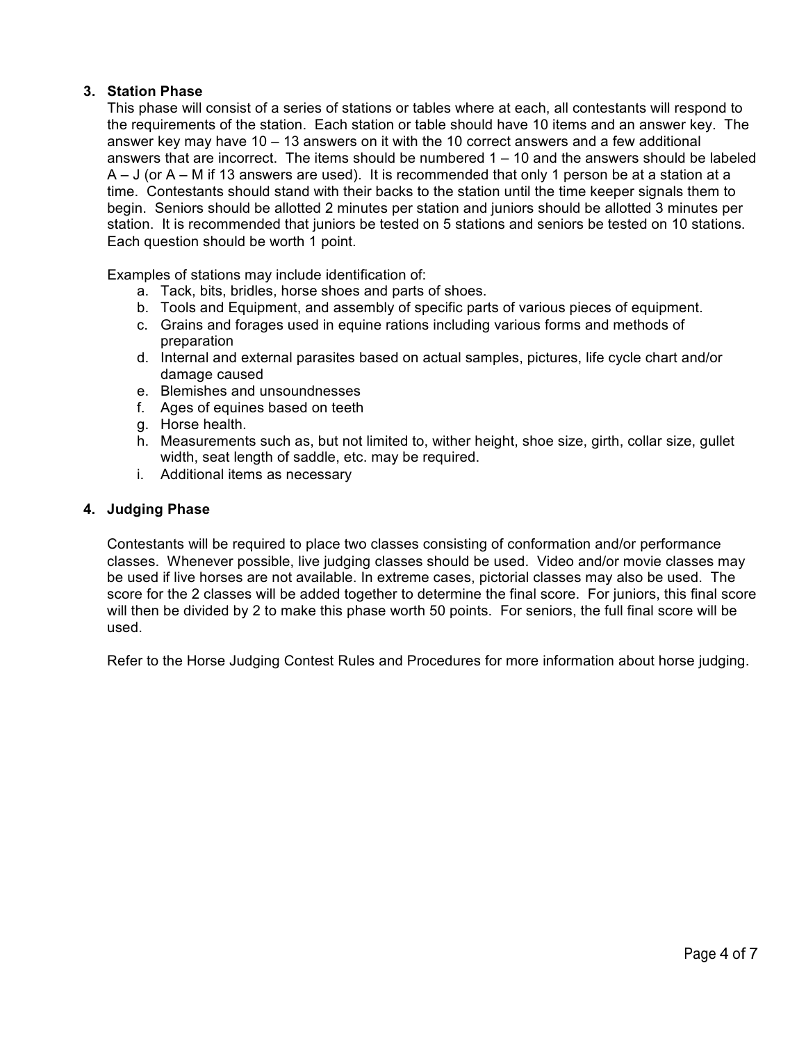### 3. Station Phase

This phase will consist of a series of stations or tables where at each, all contestants will respond to the requirements of the station. Each station or table should have 10 items and an answer key. The answer key may have 10 – 13 answers on it with the 10 correct answers and a few additional answers that are incorrect. The items should be numbered 1 – 10 and the answers should be labeled A – J (or A – M if 13 answers are used). It is recommended that only 1 person be at a station at a time. Contestants should stand with their backs to the station until the time keeper signals them to begin. Seniors should be allotted 2 minutes per station and juniors should be allotted 3 minutes per station. It is recommended that juniors be tested on 5 stations and seniors be tested on 10 stations. Each question should be worth 1 point.

Examples of stations may include identification of:

a. Tack, bits, bridles, horse shoes and parts of shoes.
b. Tools and Equipment, and assembly of specific parts of various pieces of equipment.
c. Grains and forages used in equine rations including various forms and methods of preparation
d. Internal and external parasites based on actual samples, pictures, life cycle chart and/or damage caused
e. Blemishes and unsoundnesses
f. Ages of equines based on teeth
g. Horse health.
h. Measurements such as, but not limited to, wither height, shoe size, girth, collar size, gullet width, seat length of saddle, etc. may be required.
i. Additional items as necessary

### 4. Judging Phase

Contestants will be required to place two classes consisting of conformation and/or performance classes. Whenever possible, live judging classes should be used. Video and/or movie classes may be used if live horses are not available. In extreme cases, pictorial classes may also be used. The score for the 2 classes will be added together to determine the final score. For juniors, this final score will then be divided by 2 to make this phase worth 50 points. For seniors, the full final score will be used.

Refer to the Horse Judging Contest Rules and Procedures for more information about horse judging.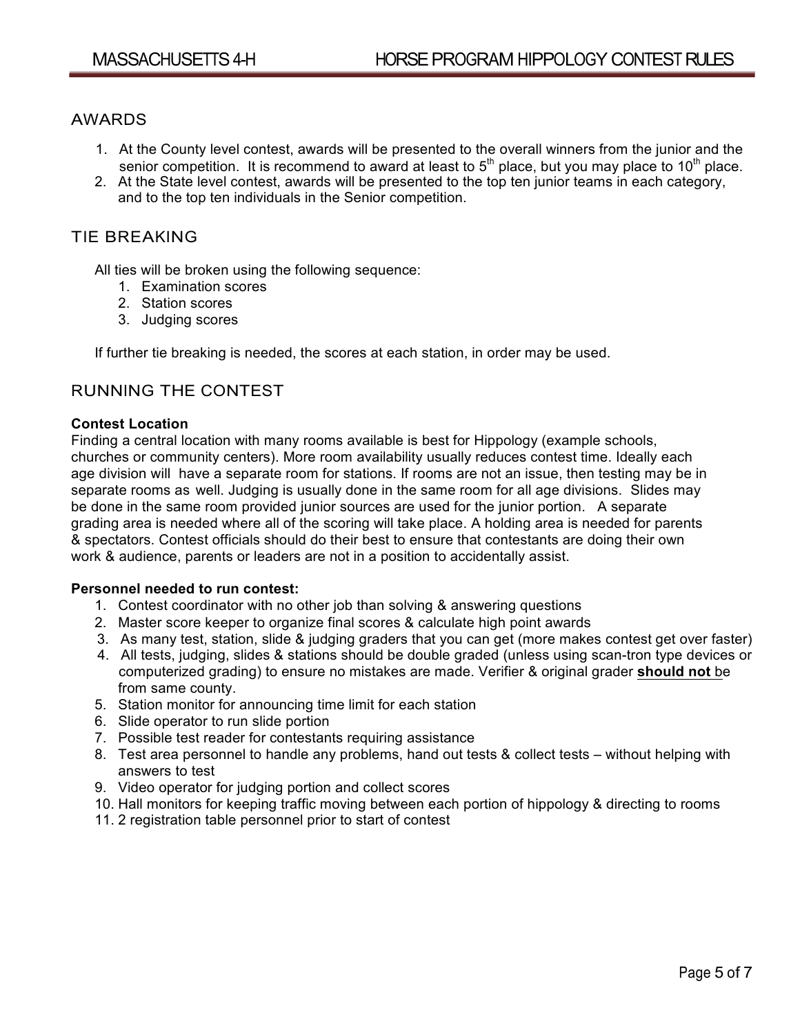## AWARDS

1. At the County level contest, awards will be presented to the overall winners from the junior and the senior competition. It is recommend to award at least to 5th place, but you may place to 10th place.
2. At the State level contest, awards will be presented to the top ten junior teams in each category, and to the top ten individuals in the Senior competition.

## TIE BREAKING

All ties will be broken using the following sequence:

1. Examination scores
2. Station scores
3. Judging scores

If further tie breaking is needed, the scores at each station, in order may be used.

## RUNNING THE CONTEST

**Contest Location**

Finding a central location with many rooms available is best for Hippology (example schools, churches or community centers). More room availability usually reduces contest time. Ideally each age division will have a separate room for stations. If rooms are not an issue, then testing may be in separate rooms as well. Judging is usually done in the same room for all age divisions. Slides may be done in the same room provided junior sources are used for the junior portion. A separate grading area is needed where all of the scoring will take place. A holding area is needed for parents & spectators. Contest officials should do their best to ensure that contestants are doing their own work & audience, parents or leaders are not in a position to accidentally assist.

**Personnel needed to run contest:**

1. Contest coordinator with no other job than solving & answering questions
2. Master score keeper to organize final scores & calculate high point awards
3. As many test, station, slide & judging graders that you can get (more makes contest get over faster)
4. All tests, judging, slides & stations should be double graded (unless using scan-tron type devices or computerized grading) to ensure no mistakes are made. Verifier & original grader **should not** be from same county.
5. Station monitor for announcing time limit for each station
6. Slide operator to run slide portion
7. Possible test reader for contestants requiring assistance
8. Test area personnel to handle any problems, hand out tests & collect tests – without helping with answers to test
9. Video operator for judging portion and collect scores
10. Hall monitors for keeping traffic moving between each portion of hippology & directing to rooms
11. 2 registration table personnel prior to start of contest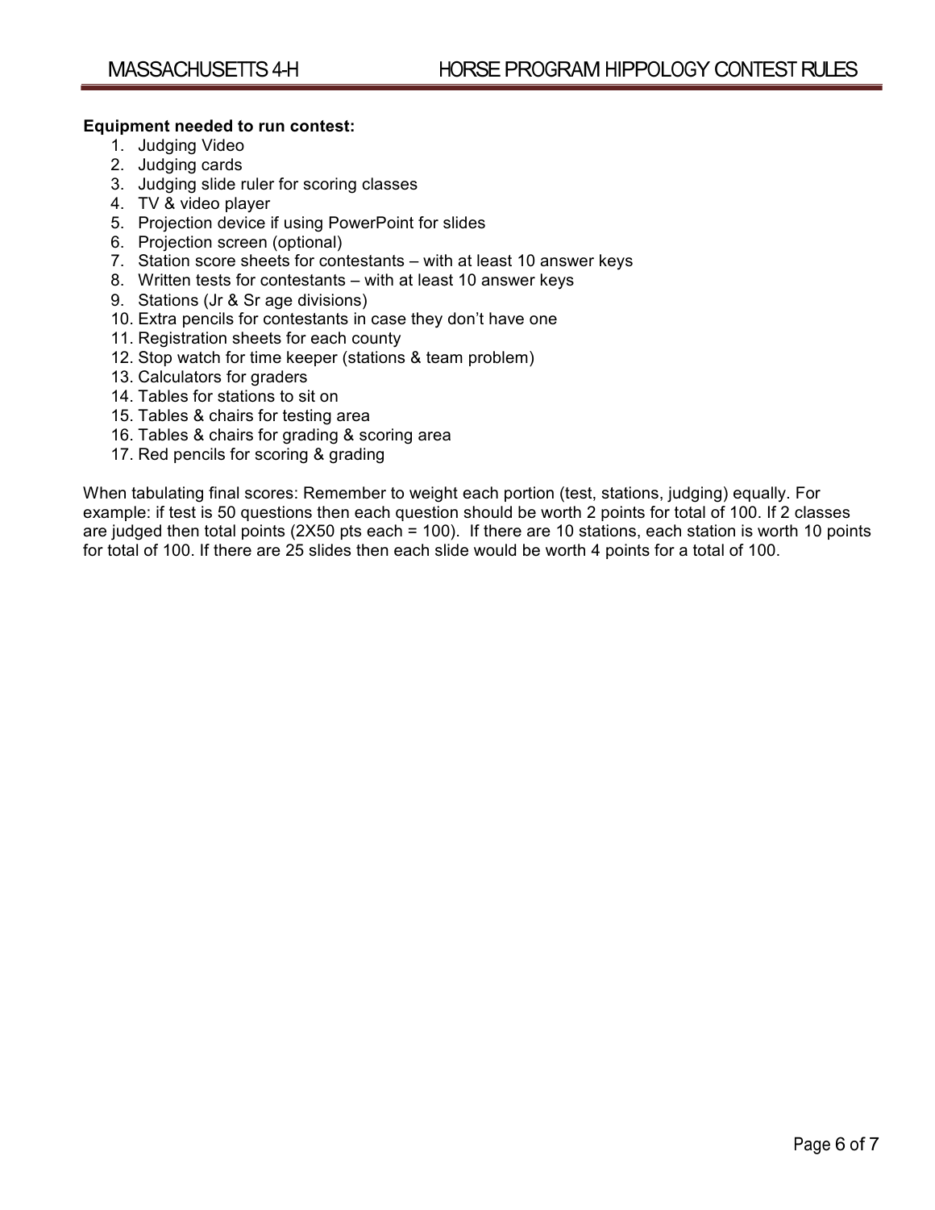**Equipment needed to run contest:**

1. Judging Video
2. Judging cards
3. Judging slide ruler for scoring classes
4. TV & video player
5. Projection device if using PowerPoint for slides
6. Projection screen (optional)
7. Station score sheets for contestants – with at least 10 answer keys
8. Written tests for contestants – with at least 10 answer keys
9. Stations (Jr & Sr age divisions)
10. Extra pencils for contestants in case they don't have one
11. Registration sheets for each county
12. Stop watch for time keeper (stations & team problem)
13. Calculators for graders
14. Tables for stations to sit on
15. Tables & chairs for testing area
16. Tables & chairs for grading & scoring area
17. Red pencils for scoring & grading

When tabulating final scores: Remember to weight each portion (test, stations, judging) equally. For example: if test is 50 questions then each question should be worth 2 points for total of 100. If 2 classes are judged then total points (2X50 pts each = 100). If there are 10 stations, each station is worth 10 points for total of 100. If there are 25 slides then each slide would be worth 4 points for a total of 100.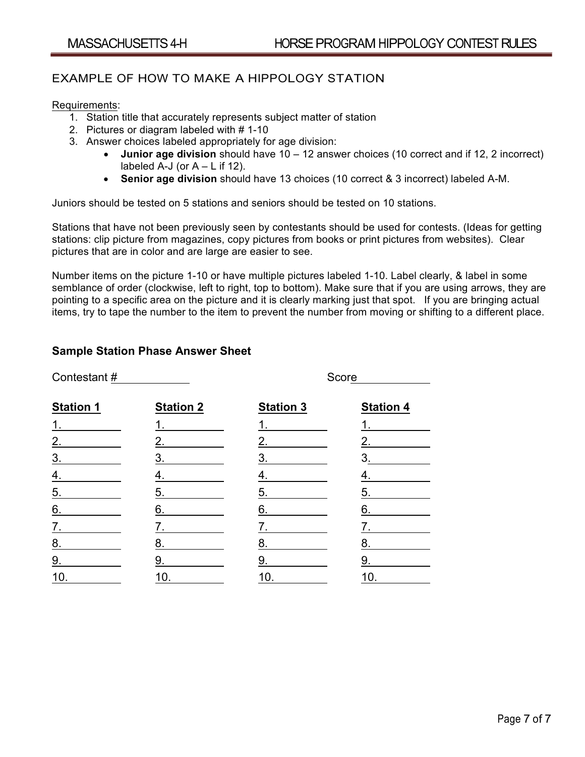## EXAMPLE OF HOW TO MAKE A HIPPOLOGY STATION

Requirements:

1. Station title that accurately represents subject matter of station
2. Pictures or diagram labeled with # 1-10
3. Answer choices labeled appropriately for age division:
   - **Junior age division** should have 10 – 12 answer choices (10 correct and if 12, 2 incorrect) labeled A-J (or A – L if 12).
   - **Senior age division** should have 13 choices (10 correct & 3 incorrect) labeled A-M.

Juniors should be tested on 5 stations and seniors should be tested on 10 stations.

Stations that have not been previously seen by contestants should be used for contests. (Ideas for getting stations: clip picture from magazines, copy pictures from books or print pictures from websites). Clear pictures that are in color and are large are easier to see.

Number items on the picture 1-10 or have multiple pictures labeled 1-10. Label clearly, & label in some semblance of order (clockwise, left to right, top to bottom). Make sure that if you are using arrows, they are pointing to a specific area on the picture and it is clearly marking just that spot. If you are bringing actual items, try to tape the number to the item to prevent the number from moving or shifting to a different place.

### Sample Station Phase Answer Sheet

Contestant #____________ Score____________

| **Station 1** | **Station 2** | **Station 3** | **Station 4** |
|---|---|---|---|
| 1. | 1. | 1. | 1. |
| 2. | 2. | 2. | 2. |
| 3. | 3. | 3. | 3. |
| 4. | 4. | 4. | 4. |
| 5. | 5. | 5. | 5. |
| 6. | 6. | 6. | 6. |
| 7. | 7. | 7. | 7. |
| 8. | 8. | 8. | 8. |
| 9. | 9. | 9. | 9. |
| 10. | 10. | 10. | 10. |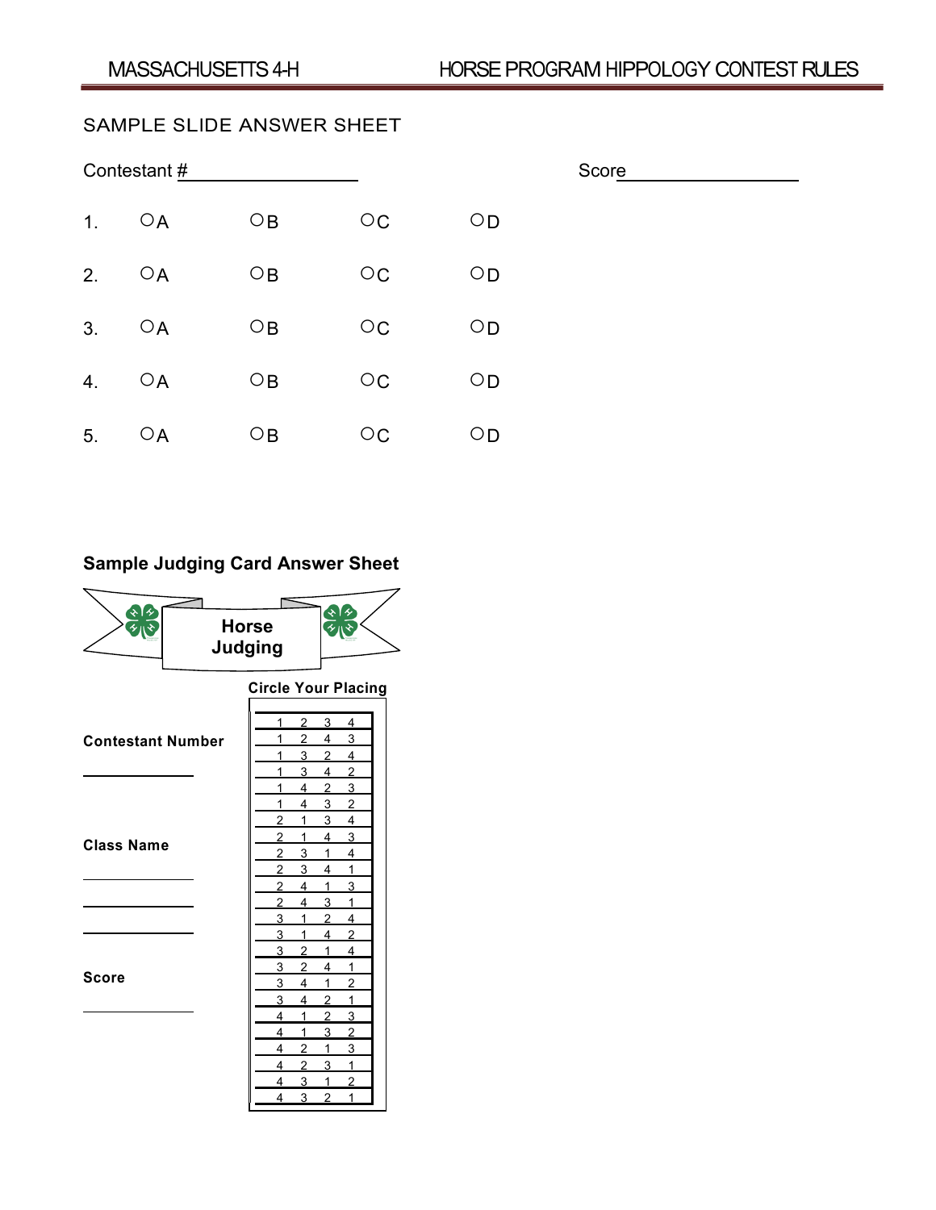## SAMPLE SLIDE ANSWER SHEET

Contestant # ________________ Score ________________

1. ○A ○B ○C ○D
2. ○A ○B ○C ○D
3. ○A ○B ○C ○D
4. ○A ○B ○C ○D
5. ○A ○B ○C ○D

### Sample Judging Card Answer Sheet

**Horse Judging**

**Contestant Number**

____________

**Class Name**

____________

____________

____________

**Score**

____________

**Circle Your Placing**

| | | | |
|---|---|---|---|
| 1 | 2 | 3 | 4 |
| 1 | 2 | 4 | 3 |
| 1 | 3 | 2 | 4 |
| 1 | 3 | 4 | 2 |
| 1 | 4 | 2 | 3 |
| 1 | 4 | 3 | 2 |
| 2 | 1 | 3 | 4 |
| 2 | 1 | 4 | 3 |
| 2 | 3 | 1 | 4 |
| 2 | 3 | 4 | 1 |
| 2 | 4 | 1 | 3 |
| 2 | 4 | 3 | 1 |
| 3 | 1 | 2 | 4 |
| 3 | 1 | 4 | 2 |
| 3 | 2 | 1 | 4 |
| 3 | 2 | 4 | 1 |
| 3 | 4 | 1 | 2 |
| 3 | 4 | 2 | 1 |
| 4 | 1 | 2 | 3 |
| 4 | 1 | 3 | 2 |
| 4 | 2 | 1 | 3 |
| 4 | 2 | 3 | 1 |
| 4 | 3 | 1 | 2 |
| 4 | 3 | 2 | 1 |